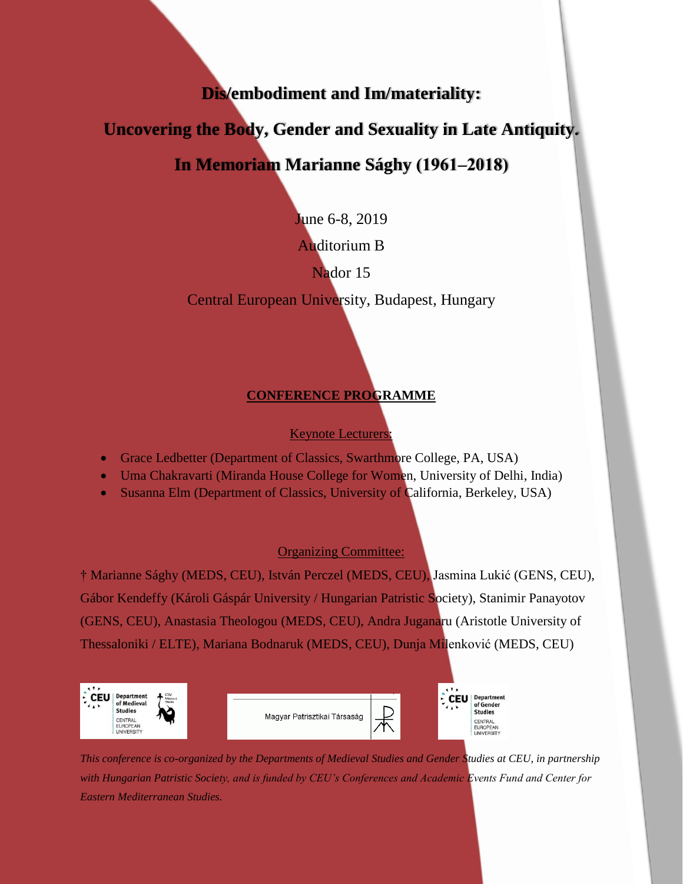# Dis/embodiment and Im/materiality:

# Uncovering the Body, Gender and Sexuality in Late Antiquity.

# In Memoriam Marianne Sághy (1961–2018)

June 6-8, 2019

Auditorium B

Nador 15

Central European University, Budapest, Hungary

## CONFERENCE PROGRAMME

Keynote Lecturers:

- Grace Ledbetter (Department of Classics, Swarthmore College, PA, USA)
- Uma Chakravarti (Miranda House College for Women, University of Delhi, India)
- Susanna Elm (Department of Classics, University of California, Berkeley, USA)

Organizing Committee:

† Marianne Sághy (MEDS, CEU), István Perczel (MEDS, CEU), Jasmina Lukić (GENS, CEU), Gábor Kendeffy (Károli Gáspár University / Hungarian Patristic Society), Stanimir Panayotov (GENS, CEU), Anastasia Theologou (MEDS, CEU), Andra Juganaru (Aristotle University of Thessaloniki / ELTE), Mariana Bodnaruk (MEDS, CEU), Dunja Milenković (MEDS, CEU)

CEU Department of Medieval Studies, Central European University

Magyar Patrisztikai Társaság

CEU Department of Gender Studies, Central European University

*This conference is co-organized by the Departments of Medieval Studies and Gender Studies at CEU, in partnership with Hungarian Patristic Society, and is funded by CEU's Conferences and Academic Events Fund and Center for Eastern Mediterranean Studies.*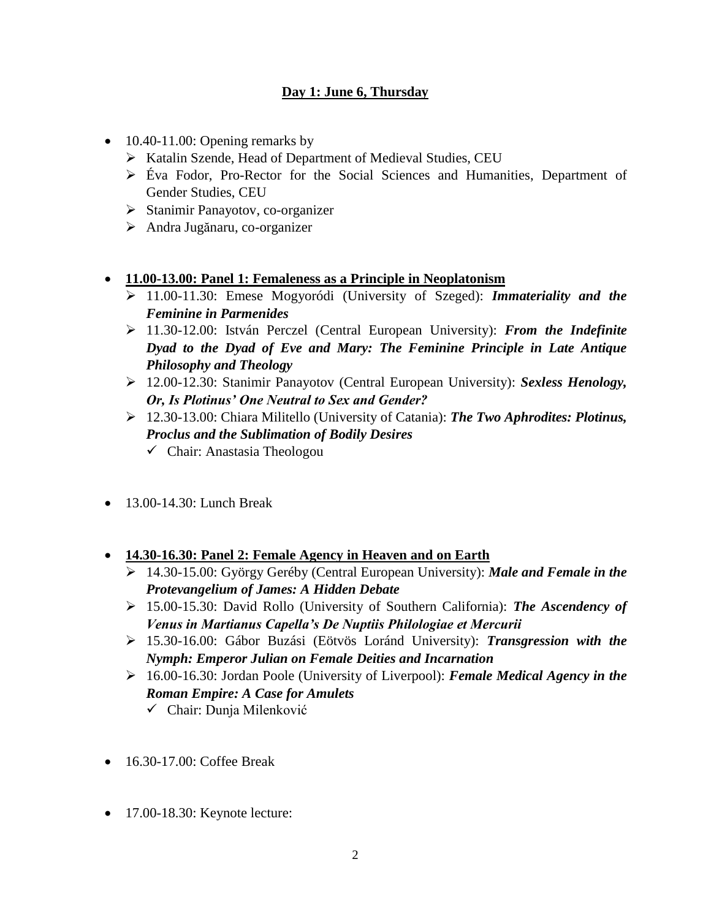**Day 1: June 6, Thursday**

- 10.40-11.00: Opening remarks by
  - Katalin Szende, Head of Department of Medieval Studies, CEU
  - Éva Fodor, Pro-Rector for the Social Sciences and Humanities, Department of Gender Studies, CEU
  - Stanimir Panayotov, co-organizer
  - Andra Jugănaru, co-organizer

- **11.00-13.00: Panel 1: Femaleness as a Principle in Neoplatonism**
  - 11.00-11.30: Emese Mogyoródi (University of Szeged): ***Immateriality and the Feminine in Parmenides***
  - 11.30-12.00: István Perczel (Central European University): ***From the Indefinite Dyad to the Dyad of Eve and Mary: The Feminine Principle in Late Antique Philosophy and Theology***
  - 12.00-12.30: Stanimir Panayotov (Central European University): ***Sexless Henology, Or, Is Plotinus' One Neutral to Sex and Gender?***
  - 12.30-13.00: Chiara Militello (University of Catania): ***The Two Aphrodites: Plotinus, Proclus and the Sublimation of Bodily Desires***
    - ✓ Chair: Anastasia Theologou

- 13.00-14.30: Lunch Break

- **14.30-16.30: Panel 2: Female Agency in Heaven and on Earth**
  - 14.30-15.00: György Geréby (Central European University): ***Male and Female in the Protevangelium of James: A Hidden Debate***
  - 15.00-15.30: David Rollo (University of Southern California): ***The Ascendency of Venus in Martianus Capella's De Nuptiis Philologiae et Mercurii***
  - 15.30-16.00: Gábor Buzási (Eötvös Loránd University): ***Transgression with the Nymph: Emperor Julian on Female Deities and Incarnation***
  - 16.00-16.30: Jordan Poole (University of Liverpool): ***Female Medical Agency in the Roman Empire: A Case for Amulets***
    - ✓ Chair: Dunja Milenković

- 16.30-17.00: Coffee Break

- 17.00-18.30: Keynote lecture: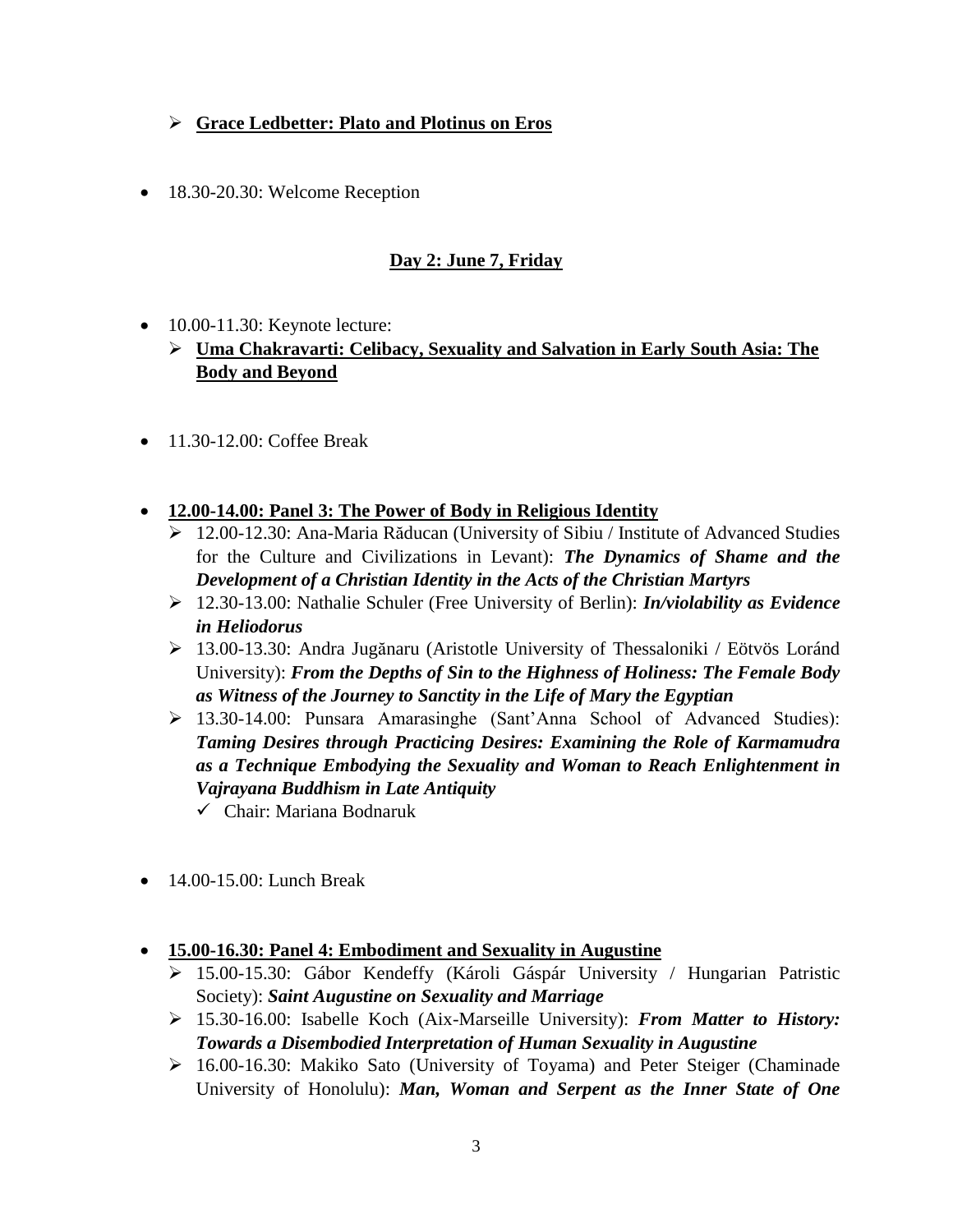- **Grace Ledbetter: Plato and Plotinus on Eros**

- 18.30-20.30: Welcome Reception

## Day 2: June 7, Friday

- 10.00-11.30: Keynote lecture:
  - **Uma Chakravarti: Celibacy, Sexuality and Salvation in Early South Asia: The Body and Beyond**

- 11.30-12.00: Coffee Break

- **12.00-14.00: Panel 3: The Power of Body in Religious Identity**
  - 12.00-12.30: Ana-Maria Răducan (University of Sibiu / Institute of Advanced Studies for the Culture and Civilizations in Levant): ***The Dynamics of Shame and the Development of a Christian Identity in the Acts of the Christian Martyrs***
  - 12.30-13.00: Nathalie Schuler (Free University of Berlin): ***In/violability as Evidence in Heliodorus***
  - 13.00-13.30: Andra Jugănaru (Aristotle University of Thessaloniki / Eötvös Loránd University): ***From the Depths of Sin to the Highness of Holiness: The Female Body as Witness of the Journey to Sanctity in the Life of Mary the Egyptian***
  - 13.30-14.00: Punsara Amarasinghe (Sant'Anna School of Advanced Studies): ***Taming Desires through Practicing Desires: Examining the Role of Karmamudra as a Technique Embodying the Sexuality and Woman to Reach Enlightenment in Vajrayana Buddhism in Late Antiquity***
    - ✓ Chair: Mariana Bodnaruk

- 14.00-15.00: Lunch Break

- **15.00-16.30: Panel 4: Embodiment and Sexuality in Augustine**
  - 15.00-15.30: Gábor Kendeffy (Károli Gáspár University / Hungarian Patristic Society): ***Saint Augustine on Sexuality and Marriage***
  - 15.30-16.00: Isabelle Koch (Aix-Marseille University): ***From Matter to History: Towards a Disembodied Interpretation of Human Sexuality in Augustine***
  - 16.00-16.30: Makiko Sato (University of Toyama) and Peter Steiger (Chaminade University of Honolulu): ***Man, Woman and Serpent as the Inner State of One***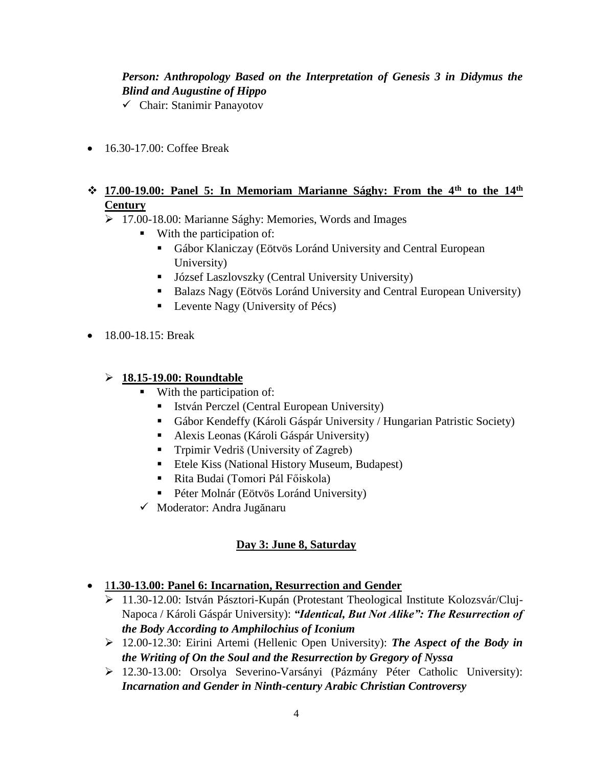***Person: Anthropology Based on the Interpretation of Genesis 3 in Didymus the Blind and Augustine of Hippo***

- ✓ Chair: Stanimir Panayotov

- 16.30-17.00: Coffee Break

- ❖ **17.00-19.00: Panel 5: In Memoriam Marianne Sághy: From the 4th to the 14th Century**
  - ➢ 17.00-18.00: Marianne Sághy: Memories, Words and Images
    - With the participation of:
      - Gábor Klaniczay (Eötvös Loránd University and Central European University)
      - József Laszlovszky (Central University University)
      - Balazs Nagy (Eötvös Loránd University and Central European University)
      - Levente Nagy (University of Pécs)

- 18.00-18.15: Break

  - ➢ **18.15-19.00: Roundtable**
    - With the participation of:
      - István Perczel (Central European University)
      - Gábor Kendeffy (Károli Gáspár University / Hungarian Patristic Society)
      - Alexis Leonas (Károli Gáspár University)
      - Trpimir Vedriš (University of Zagreb)
      - Etele Kiss (National History Museum, Budapest)
      - Rita Budai (Tomori Pál Főiskola)
      - Péter Molnár (Eötvös Loránd University)
    - ✓ Moderator: Andra Jugănaru

## Day 3: June 8, Saturday

- 1**1.30-13.00: Panel 6: Incarnation, Resurrection and Gender**
  - ➢ 11.30-12.00: István Pásztori-Kupán (Protestant Theological Institute Kolozsvár/Cluj-Napoca / Károli Gáspár University): ***"Identical, But Not Alike": The Resurrection of the Body According to Amphilochius of Iconium***
  - ➢ 12.00-12.30: Eirini Artemi (Hellenic Open University): ***The Aspect of the Body in the Writing of On the Soul and the Resurrection by Gregory of Nyssa***
  - ➢ 12.30-13.00: Orsolya Severino-Varsányi (Pázmány Péter Catholic University): ***Incarnation and Gender in Ninth-century Arabic Christian Controversy***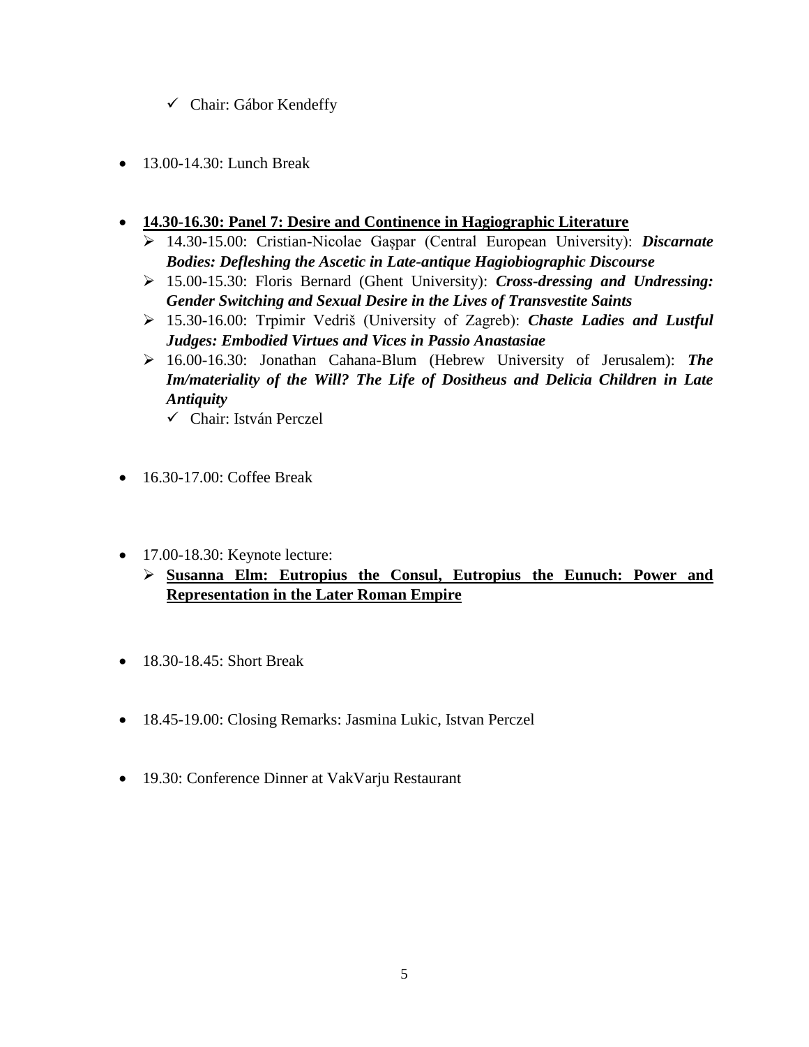- Chair: Gábor Kendeffy

- 13.00-14.30: Lunch Break

- **14.30-16.30: Panel 7: Desire and Continence in Hagiographic Literature**
  - 14.30-15.00: Cristian-Nicolae Gașpar (Central European University): ***Discarnate Bodies: Defleshing the Ascetic in Late-antique Hagiobiographic Discourse***
  - 15.00-15.30: Floris Bernard (Ghent University): ***Cross-dressing and Undressing: Gender Switching and Sexual Desire in the Lives of Transvestite Saints***
  - 15.30-16.00: Trpimir Vedriš (University of Zagreb): ***Chaste Ladies and Lustful Judges: Embodied Virtues and Vices in Passio Anastasiae***
  - 16.00-16.30: Jonathan Cahana-Blum (Hebrew University of Jerusalem): ***The Im/materiality of the Will? The Life of Dositheus and Delicia Children in Late Antiquity***
    - Chair: István Perczel

- 16.30-17.00: Coffee Break

- 17.00-18.30: Keynote lecture:
  - **Susanna Elm: Eutropius the Consul, Eutropius the Eunuch: Power and Representation in the Later Roman Empire**

- 18.30-18.45: Short Break

- 18.45-19.00: Closing Remarks: Jasmina Lukic, Istvan Perczel

- 19.30: Conference Dinner at VakVarju Restaurant